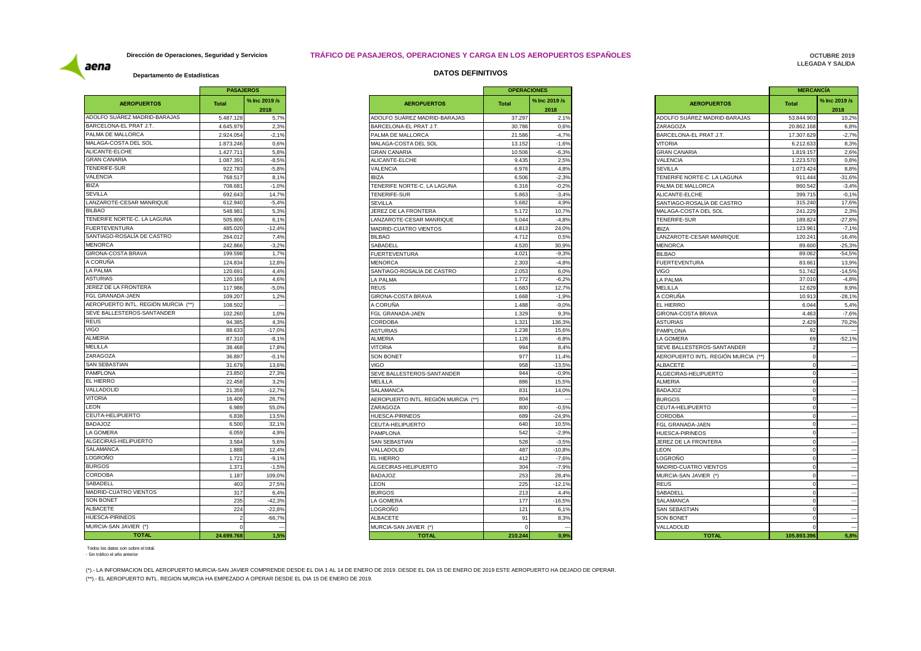Dirección de Operaciones, Seguridad y Servicios

Departamento de Estadísticas

# TRÁFICO DE PASAJEROS, OPERACIONES Y CARGA EN LOS AEROPUERTOS ESPAÑOLES

## DATOS DEFINITIVOS

OCTUBRE 2019
LLEGADA Y SALIDA

| AEROPUERTOS | PASAJEROS Total | % Inc 2019 /s 2018 |
|---|---|---|
| ADOLFO SUÁREZ MADRID-BARAJAS | 5.487.128 | 5,7% |
| BARCELONA-EL PRAT J.T. | 4.645.979 | 2,3% |
| PALMA DE MALLORCA | 2.924.054 | -2,1% |
| MALAGA-COSTA DEL SOL | 1.873.246 | 0,6% |
| ALICANTE-ELCHE | 1.427.711 | 5,8% |
| GRAN CANARIA | 1.087.391 | -8,5% |
| TENERIFE-SUR | 922.783 | -5,8% |
| VALENCIA | 768.517 | 8,1% |
| IBIZA | 708.681 | -1,0% |
| SEVILLA | 692.643 | 14,7% |
| LANZAROTE-CESAR MANRIQUE | 612.940 | -5,4% |
| BILBAO | 548.981 | 5,3% |
| TENERIFE NORTE-C. LA LAGUNA | 505.806 | 6,1% |
| FUERTEVENTURA | 485.020 | -12,4% |
| SANTIAGO-ROSALÍA DE CASTRO | 264.012 | 7,4% |
| MENORCA | 242.866 | -3,2% |
| GIRONA-COSTA BRAVA | 199.598 | 1,7% |
| A CORUÑA | 124.834 | 12,8% |
| LA PALMA | 120.691 | 4,4% |
| ASTURIAS | 120.169 | 4,6% |
| JEREZ DE LA FRONTERA | 117.986 | -5,0% |
| FGL GRANADA-JAEN | 109.207 | 1,2% |
| AEROPUERTO INTL. REGIÓN MURCIA (**) | 108.502 | --- |
| SEVE BALLESTEROS-SANTANDER | 102.260 | 1,0% |
| REUS | 94.385 | 4,3% |
| VIGO | 88.633 | -17,0% |
| ALMERIA | 87.310 | -8,1% |
| MELILLA | 38.468 | 17,8% |
| ZARAGOZA | 36.897 | -0,1% |
| SAN SEBASTIAN | 31.679 | 13,6% |
| PAMPLONA | 23.850 | 27,3% |
| EL HIERRO | 22.458 | 3,2% |
| VALLADOLID | 21.359 | -12,7% |
| VITORIA | 16.406 | 26,7% |
| LEON | 6.989 | 55,0% |
| CEUTA-HELIPUERTO | 6.838 | 13,5% |
| BADAJOZ | 6.500 | 32,1% |
| LA GOMERA | 6.059 | 4,9% |
| ALGECIRAS-HELIPUERTO | 3.584 | 5,6% |
| SALAMANCA | 1.888 | 12,4% |
| LOGROÑO | 1.721 | -9,1% |
| BURGOS | 1.371 | -1,5% |
| CORDOBA | 1.187 | 109,0% |
| SABADELL | 403 | 27,5% |
| MADRID-CUATRO VIENTOS | 317 | 6,4% |
| SON BONET | 235 | -42,3% |
| ALBACETE | 224 | -22,8% |
| HUESCA-PIRINEOS | 2 | -66,7% |
| MURCIA-SAN JAVIER (*) | 0 | --- |
| **TOTAL** | **24.699.768** | **1,5%** |

| AEROPUERTOS | OPERACIONES Total | % Inc 2019 /s 2018 |
|---|---|---|
| ADOLFO SUÁREZ MADRID-BARAJAS | 37.297 | 2,1% |
| BARCELONA-EL PRAT J.T. | 30.786 | 0,6% |
| PALMA DE MALLORCA | 21.586 | -4,7% |
| MALAGA-COSTA DEL SOL | 13.152 | -1,6% |
| GRAN CANARIA | 10.506 | -6,3% |
| ALICANTE-ELCHE | 9.435 | 2,5% |
| VALENCIA | 6.976 | 4,8% |
| IBIZA | 6.506 | -2,3% |
| TENERIFE NORTE-C. LA LAGUNA | 6.316 | -0,2% |
| TENERIFE-SUR | 5.863 | -3,4% |
| SEVILLA | 5.682 | 4,9% |
| JEREZ DE LA FRONTERA | 5.172 | 10,7% |
| LANZAROTE-CESAR MANRIQUE | 5.044 | -4,8% |
| MADRID-CUATRO VIENTOS | 4.813 | 24,0% |
| BILBAO | 4.712 | 0,5% |
| SABADELL | 4.520 | 30,9% |
| FUERTEVENTURA | 4.021 | -9,3% |
| MENORCA | 2.303 | -4,8% |
| SANTIAGO-ROSALÍA DE CASTRO | 2.053 | 6,0% |
| LA PALMA | 1.772 | -6,2% |
| REUS | 1.683 | 12,7% |
| GIRONA-COSTA BRAVA | 1.668 | -1,9% |
| A CORUÑA | 1.488 | -9,0% |
| FGL GRANADA-JAEN | 1.329 | 9,3% |
| CORDOBA | 1.321 | 136,3% |
| ASTURIAS | 1.238 | 15,6% |
| ALMERIA | 1.126 | -6,8% |
| VITORIA | 994 | 8,4% |
| SON BONET | 977 | 11,4% |
| VIGO | 958 | -13,5% |
| SEVE BALLESTEROS-SANTANDER | 944 | -0,9% |
| MELILLA | 886 | 15,5% |
| SALAMANCA | 831 | 14,0% |
| AEROPUERTO INTL. REGIÓN MURCIA (**) | 804 | --- |
| ZARAGOZA | 800 | -0,5% |
| HUESCA-PIRINEOS | 689 | -24,9% |
| CEUTA-HELIPUERTO | 640 | 10,5% |
| PAMPLONA | 542 | -2,9% |
| SAN SEBASTIAN | 528 | -3,5% |
| VALLADOLID | 487 | -10,8% |
| EL HIERRO | 412 | -7,6% |
| ALGECIRAS-HELIPUERTO | 304 | -7,9% |
| BADAJOZ | 253 | 28,4% |
| LEON | 225 | -12,1% |
| BURGOS | 213 | 4,4% |
| LA GOMERA | 177 | -16,5% |
| LOGROÑO | 121 | 6,1% |
| ALBACETE | 91 | 8,3% |
| MURCIA-SAN JAVIER (*) | 0 | --- |
| **TOTAL** | **210.244** | **0,9%** |

| AEROPUERTOS | MERCANCÍA Total | % Inc 2019 /s 2018 |
|---|---|---|
| ADOLFO SUÁREZ MADRID-BARAJAS | 53.844.903 | 10,2% |
| ZARAGOZA | 20.862.168 | 6,8% |
| BARCELONA-EL PRAT J.T. | 17.307.629 | -2,7% |
| VITORIA | 6.212.633 | 8,3% |
| GRAN CANARIA | 1.819.157 | 2,6% |
| VALENCIA | 1.223.570 | 0,8% |
| SEVILLA | 1.073.424 | 8,8% |
| TENERIFE NORTE-C. LA LAGUNA | 911.444 | -31,6% |
| PALMA DE MALLORCA | 860.542 | -3,4% |
| ALICANTE-ELCHE | 399.715 | -0,1% |
| SANTIAGO-ROSALÍA DE CASTRO | 315.240 | 17,6% |
| MALAGA-COSTA DEL SOL | 241.229 | 2,3% |
| TENERIFE-SUR | 189.824 | -27,8% |
| IBIZA | 123.961 | -7,1% |
| LANZAROTE-CESAR MANRIQUE | 120.241 | -16,4% |
| MENORCA | 89.600 | -25,3% |
| BILBAO | 89.062 | -54,5% |
| FUERTEVENTURA | 83.661 | 13,9% |
| VIGO | 51.742 | -14,5% |
| LA PALMA | 37.010 | -4,8% |
| MELILLA | 12.629 | 8,9% |
| A CORUÑA | 10.913 | -28,1% |
| EL HIERRO | 6.044 | 5,4% |
| GIRONA-COSTA BRAVA | 4.463 | -7,6% |
| ASTURIAS | 2.429 | 70,2% |
| PAMPLONA | 92 | --- |
| LA GOMERA | 69 | -52,1% |
| SEVE BALLESTEROS-SANTANDER | 2 | --- |
| AEROPUERTO INTL. REGIÓN MURCIA (**) | 0 | --- |
| ALBACETE | 0 | --- |
| ALGECIRAS-HELIPUERTO | 0 | --- |
| ALMERIA | 0 | --- |
| BADAJOZ | 0 | --- |
| BURGOS | 0 | --- |
| CEUTA-HELIPUERTO | 0 | --- |
| CORDOBA | 0 | --- |
| FGL GRANADA-JAEN | 0 | --- |
| HUESCA-PIRINEOS | 0 | --- |
| JEREZ DE LA FRONTERA | 0 | --- |
| LEON | 0 | --- |
| LOGROÑO | 0 | --- |
| MADRID-CUATRO VIENTOS | 0 | --- |
| MURCIA-SAN JAVIER (*) | 0 | --- |
| REUS | 0 | --- |
| SABADELL | 0 | --- |
| SALAMANCA | 0 | --- |
| SAN SEBASTIAN | 0 | --- |
| SON BONET | 0 | --- |
| VALLADOLID | 0 | --- |
| **TOTAL** | **105.893.396** | **5,8%** |

Todos los datos son sobre el total.
- Sin tráfico el año anterior

(*).- LA INFORMACION DEL AEROPUERTO MURCIA-SAN JAVIER COMPRENDE DESDE EL DIA 1 AL 14 DE ENERO DE 2019. DESDE EL DIA 15 DE ENERO DE 2019 ESTE AEROPUERTO HA DEJADO DE OPERAR.

(**).- EL AEROPUERTO INTL. REGION MURCIA HA EMPEZADO A OPERAR DESDE EL DIA 15 DE ENERO DE 2019.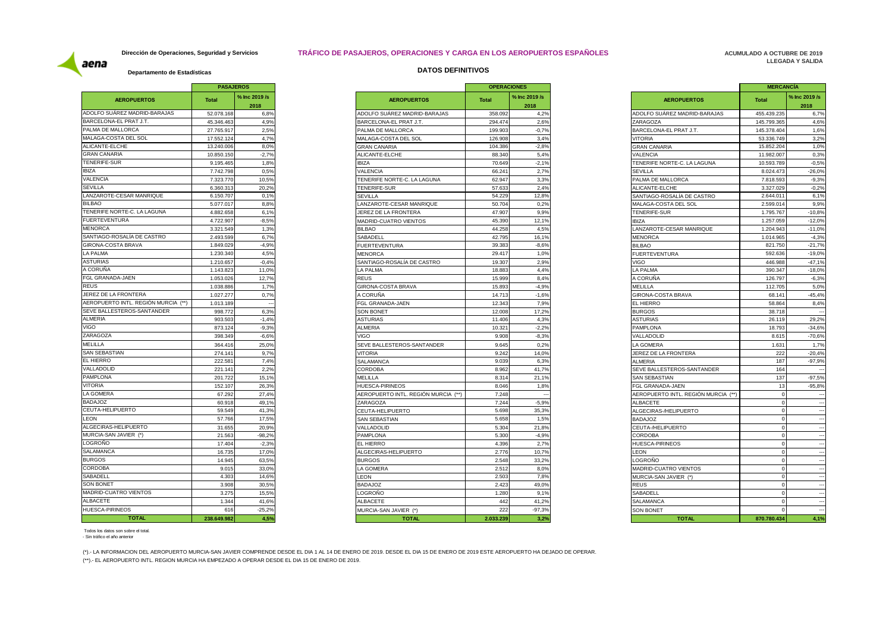**Dirección de Operaciones, Seguridad y Servicios**

**Departamento de Estadísticas**

## TRÁFICO DE PASAJEROS, OPERACIONES Y CARGA EN LOS AEROPUERTOS ESPAÑOLES

### DATOS DEFINITIVOS

**ACUMULADO A OCTUBRE DE 2019**
**LLEGADA Y SALIDA**

| | PASAJEROS | |
|---|---|---|
| AEROPUERTOS | Total | % Inc 2019 /s 2018 |
| ADOLFO SUÁREZ MADRID-BARAJAS | 52.078.168 | 6,8% |
| BARCELONA-EL PRAT J.T. | 45.346.463 | 4,9% |
| PALMA DE MALLORCA | 27.765.917 | 2,5% |
| MALAGA-COSTA DEL SOL | 17.552.124 | 4,7% |
| ALICANTE-ELCHE | 13.240.006 | 8,0% |
| GRAN CANARIA | 10.850.150 | -2,7% |
| TENERIFE-SUR | 9.195.465 | 1,8% |
| IBIZA | 7.742.798 | 0,5% |
| VALENCIA | 7.323.770 | 10,5% |
| SEVILLA | 6.360.313 | 20,2% |
| LANZAROTE-CESAR MANRIQUE | 6.150.707 | 0,1% |
| BILBAO | 5.077.017 | 8,8% |
| TENERIFE NORTE-C. LA LAGUNA | 4.882.658 | 6,1% |
| FUERTEVENTURA | 4.722.907 | -8,5% |
| MENORCA | 3.321.549 | 1,3% |
| SANTIAGO-ROSALÍA DE CASTRO | 2.493.599 | 6,7% |
| GIRONA-COSTA BRAVA | 1.849.029 | -4,9% |
| LA PALMA | 1.230.340 | 4,5% |
| ASTURIAS | 1.210.657 | -0,4% |
| A CORUÑA | 1.143.823 | 11,0% |
| FGL GRANADA-JAEN | 1.053.026 | 12,7% |
| REUS | 1.038.886 | 1,7% |
| JEREZ DE LA FRONTERA | 1.027.277 | 0,7% |
| AEROPUERTO INTL. REGIÓN MURCIA (**) | 1.013.189 | --- |
| SEVE BALLESTEROS-SANTANDER | 998.772 | 6,3% |
| ALMERIA | 903.503 | -1,4% |
| VIGO | 873.124 | -9,3% |
| ZARAGOZA | 398.349 | -6,6% |
| MELILLA | 364.416 | 25,0% |
| SAN SEBASTIAN | 274.141 | 9,7% |
| EL HIERRO | 222.581 | 7,4% |
| VALLADOLID | 221.141 | 2,2% |
| PAMPLONA | 201.722 | 15,1% |
| VITORIA | 152.107 | 26,3% |
| LA GOMERA | 67.292 | 27,4% |
| BADAJOZ | 60.918 | 49,1% |
| CEUTA-HELIPUERTO | 59.549 | 41,3% |
| LEON | 57.766 | 17,5% |
| ALGECIRAS-HELIPUERTO | 31.655 | 20,9% |
| MURCIA-SAN JAVIER (*) | 21.563 | -98,2% |
| LOGROÑO | 17.404 | -2,3% |
| SALAMANCA | 16.735 | 17,0% |
| BURGOS | 14.945 | 63,5% |
| CORDOBA | 9.015 | 33,0% |
| SABADELL | 4.303 | 14,6% |
| SON BONET | 3.908 | 30,5% |
| MADRID-CUATRO VIENTOS | 3.275 | 15,5% |
| ALBACETE | 1.344 | 41,6% |
| HUESCA-PIRINEOS | 616 | -25,2% |
| **TOTAL** | **238.649.982** | **4,5%** |

| | OPERACIONES | |
|---|---|---|
| AEROPUERTOS | Total | % Inc 2019 /s 2018 |
| ADOLFO SUÁREZ MADRID-BARAJAS | 358.092 | 4,2% |
| BARCELONA-EL PRAT J.T. | 294.474 | 2,6% |
| PALMA DE MALLORCA | 199.903 | -0,7% |
| MALAGA-COSTA DEL SOL | 126.908 | 3,4% |
| GRAN CANARIA | 104.386 | -2,8% |
| ALICANTE-ELCHE | 88.340 | 5,4% |
| IBIZA | 70.649 | -2,1% |
| VALENCIA | 66.241 | 2,7% |
| TENERIFE NORTE-C. LA LAGUNA | 62.947 | 3,3% |
| TENERIFE-SUR | 57.633 | 2,4% |
| SEVILLA | 54.229 | 12,8% |
| LANZAROTE-CESAR MANRIQUE | 50.704 | 0,2% |
| JEREZ DE LA FRONTERA | 47.907 | 9,9% |
| MADRID-CUATRO VIENTOS | 45.390 | 12,1% |
| BILBAO | 44.258 | 4,5% |
| SABADELL | 42.795 | 16,1% |
| FUERTEVENTURA | 39.383 | -8,6% |
| MENORCA | 29.417 | 1,0% |
| SANTIAGO-ROSALÍA DE CASTRO | 19.307 | 2,9% |
| LA PALMA | 18.883 | 4,4% |
| REUS | 15.999 | 8,4% |
| GIRONA-COSTA BRAVA | 15.893 | -4,9% |
| A CORUÑA | 14.713 | -1,6% |
| FGL GRANADA-JAEN | 12.343 | 7,9% |
| SON BONET | 12.008 | 17,2% |
| ASTURIAS | 11.406 | 4,3% |
| ALMERIA | 10.321 | -2,2% |
| VIGO | 9.908 | -8,3% |
| SEVE BALLESTEROS-SANTANDER | 9.645 | 0,2% |
| VITORIA | 9.242 | 14,0% |
| SALAMANCA | 9.039 | 6,3% |
| CORDOBA | 8.962 | 41,7% |
| MELILLA | 8.314 | 21,1% |
| HUESCA-PIRINEOS | 8.046 | 1,8% |
| AEROPUERTO INTL. REGIÓN MURCIA (**) | 7.248 | --- |
| ZARAGOZA | 7.244 | -5,9% |
| CEUTA-HELIPUERTO | 5.698 | 35,3% |
| SAN SEBASTIAN | 5.658 | 1,5% |
| VALLADOLID | 5.304 | 21,8% |
| PAMPLONA | 5.300 | -4,9% |
| EL HIERRO | 4.396 | 2,7% |
| ALGECIRAS-HELIPUERTO | 2.776 | 10,7% |
| BURGOS | 2.548 | 33,2% |
| LA GOMERA | 2.512 | 8,0% |
| LEON | 2.503 | 7,8% |
| BADAJOZ | 2.423 | 49,0% |
| LOGROÑO | 1.280 | 9,1% |
| ALBACETE | 442 | 41,2% |
| MURCIA-SAN JAVIER (*) | 222 | -97,3% |
| **TOTAL** | **2.033.239** | **3,2%** |

| | MERCANCÍA | |
|---|---|---|
| AEROPUERTOS | Total | % Inc 2019 /s 2018 |
| ADOLFO SUÁREZ MADRID-BARAJAS | 455.439.235 | 6,7% |
| ZARAGOZA | 145.799.365 | 4,6% |
| BARCELONA-EL PRAT J.T. | 145.378.404 | 1,6% |
| VITORIA | 53.336.749 | 3,2% |
| GRAN CANARIA | 15.852.204 | 1,0% |
| VALENCIA | 11.982.007 | 0,3% |
| TENERIFE NORTE-C. LA LAGUNA | 10.593.789 | -0,5% |
| SEVILLA | 8.024.473 | -26,0% |
| PALMA DE MALLORCA | 7.818.593 | -9,3% |
| ALICANTE-ELCHE | 3.327.029 | -0,2% |
| SANTIAGO-ROSALÍA DE CASTRO | 2.644.011 | 6,1% |
| MALAGA-COSTA DEL SOL | 2.599.014 | 9,9% |
| TENERIFE-SUR | 1.795.767 | -10,8% |
| IBIZA | 1.257.059 | -12,0% |
| LANZAROTE-CESAR MANRIQUE | 1.204.943 | -11,0% |
| MENORCA | 1.014.965 | -4,3% |
| BILBAO | 821.750 | -21,7% |
| FUERTEVENTURA | 592.636 | -19,0% |
| VIGO | 446.988 | -47,1% |
| LA PALMA | 390.347 | -18,0% |
| A CORUÑA | 126.797 | -6,3% |
| MELILLA | 112.705 | 5,0% |
| GIRONA-COSTA BRAVA | 68.141 | -45,4% |
| EL HIERRO | 58.864 | 8,4% |
| BURGOS | 38.718 | --- |
| ASTURIAS | 26.119 | 29,2% |
| PAMPLONA | 18.793 | -34,6% |
| VALLADOLID | 8.615 | -70,6% |
| LA GOMERA | 1.631 | 1,7% |
| JEREZ DE LA FRONTERA | 222 | -20,4% |
| ALMERIA | 187 | -97,9% |
| SEVE BALLESTEROS-SANTANDER | 164 | --- |
| SAN SEBASTIAN | 137 | -97,5% |
| FGL GRANADA-JAEN | 13 | -95,8% |
| AEROPUERTO INTL. REGIÓN MURCIA (**) | 0 | --- |
| ALBACETE | 0 | --- |
| ALGECIRAS-/HELIPUERTO | 0 | --- |
| BADAJOZ | 0 | --- |
| CEUTA-/HELIPUERTO | 0 | --- |
| CORDOBA | 0 | --- |
| HUESCA-PIRINEOS | 0 | --- |
| LEON | 0 | --- |
| LOGROÑO | 0 | --- |
| MADRID-CUATRO VIENTOS | 0 | --- |
| MURCIA-SAN JAVIER (*) | 0 | --- |
| REUS | 0 | --- |
| SABADELL | 0 | --- |
| SALAMANCA | 0 | --- |
| SON BONET | 0 | --- |
| **TOTAL** | **870.780.434** | **4,1%** |

Todos los datos son sobre el total.
- Sin tráfico el año anterior

(*).- LA INFORMACION DEL AEROPUERTO MURCIA-SAN JAVIER COMPRENDE DESDE EL DIA 1 AL 14 DE ENERO DE 2019. DESDE EL DIA 15 DE ENERO DE 2019 ESTE AEROPUERTO HA DEJADO DE OPERAR.

(**).- EL AEROPUERTO INTL. REGION MURCIA HA EMPEZADO A OPERAR DESDE EL DIA 15 DE ENERO DE 2019.